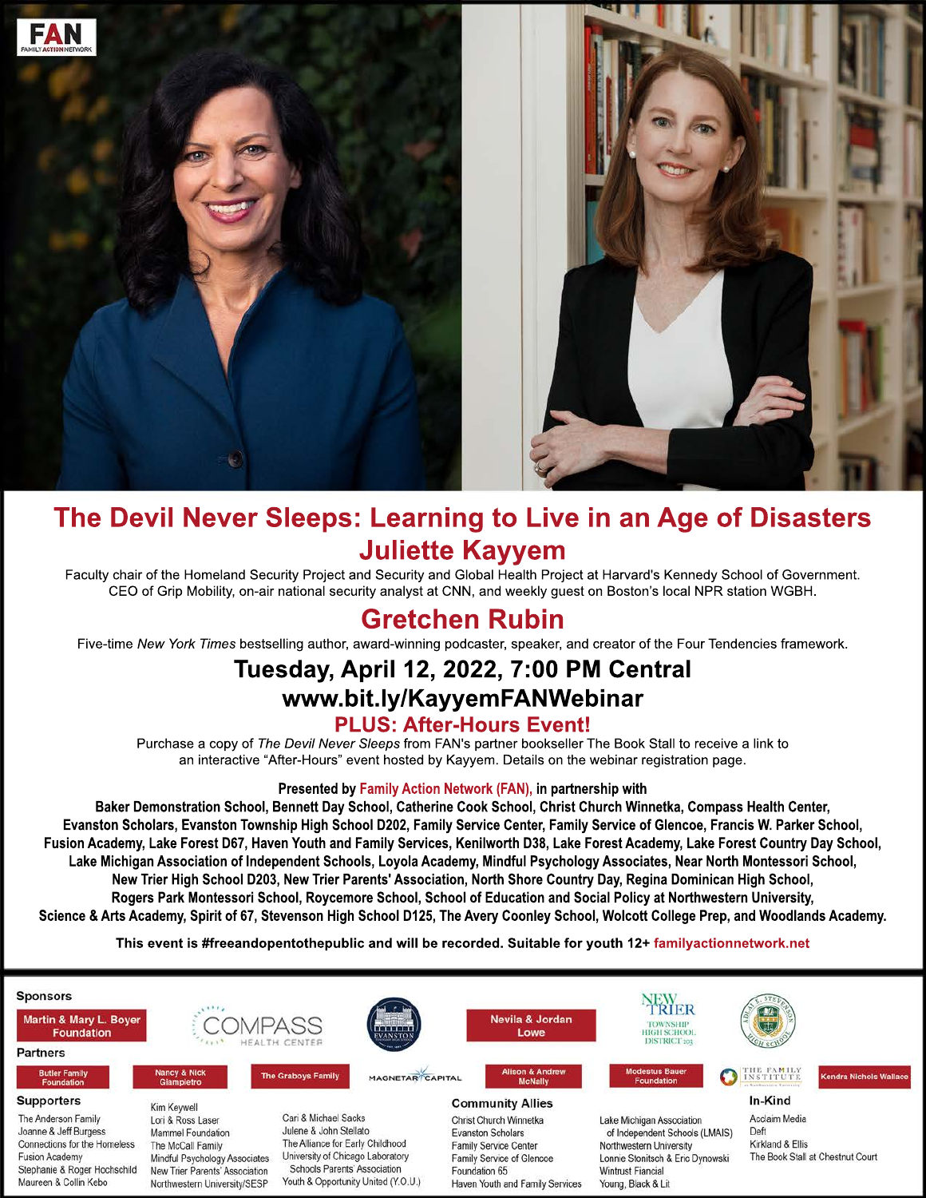FAN
FAMILY ACTION NETWORK

# The Devil Never Sleeps: Learning to Live in an Age of Disasters

## Juliette Kayyem

Faculty chair of the Homeland Security Project and Security and Global Health Project at Harvard's Kennedy School of Government. CEO of Grip Mobility, on-air national security analyst at CNN, and weekly guest on Boston's local NPR station WGBH.

## Gretchen Rubin

Five-time *New York Times* bestselling author, award-winning podcaster, speaker, and creator of the Four Tendencies framework.

## Tuesday, April 12, 2022, 7:00 PM Central

## www.bit.ly/KayyemFANWebinar

### PLUS: After-Hours Event!

Purchase a copy of *The Devil Never Sleeps* from FAN's partner bookseller The Book Stall to receive a link to an interactive "After-Hours" event hosted by Kayyem. Details on the webinar registration page.

**Presented by Family Action Network (FAN), in partnership with**

**Baker Demonstration School, Bennett Day School, Catherine Cook School, Christ Church Winnetka, Compass Health Center, Evanston Scholars, Evanston Township High School D202, Family Service Center, Family Service of Glencoe, Francis W. Parker School, Fusion Academy, Lake Forest D67, Haven Youth and Family Services, Kenilworth D38, Lake Forest Academy, Lake Forest Country Day School, Lake Michigan Association of Independent Schools, Loyola Academy, Mindful Psychology Associates, Near North Montessori School, New Trier High School D203, New Trier Parents' Association, North Shore Country Day, Regina Dominican High School, Rogers Park Montessori School, Roycemore School, School of Education and Social Policy at Northwestern University, Science & Arts Academy, Spirit of 67, Stevenson High School D125, The Avery Coonley School, Wolcott College Prep, and Woodlands Academy.**

**This event is #freeandopentothepublic and will be recorded. Suitable for youth 12+ familyactionnetwork.net**

### Sponsors

Martin & Mary L. Boyer Foundation
Compass Health Center
Evanston
Nevila & Jordan Lowe
New Trier Township High School District 203
Adlai E. Stevenson High School

### Partners

Butler Family Foundation
Nancy & Nick Giampietro
The Graboys Family
Magnetar Capital
Alison & Andrew McNally
Modestus Bauer Foundation
The Family Institute at Northwestern University
Kendra Nichole Wallace

### Supporters

The Anderson Family
Joanne & Jeff Burgess
Connections for the Homeless
Fusion Academy
Stephanie & Roger Hochschild
Maureen & Collin Kebo
Kim Keywell
Lori & Ross Laser
Mammel Foundation
The McCall Family
Mindful Psychology Associates
New Trier Parents' Association
Northwestern University/SESP
Cari & Michael Sacks
Julene & John Stellato
The Alliance for Early Childhood
University of Chicago Laboratory Schools Parents' Association
Youth & Opportunity United (Y.O.U.)

### Community Allies

Christ Church Winnetka
Evanston Scholars
Family Service Center
Family Service of Glencoe
Foundation 65
Haven Youth and Family Services
Lake Michigan Association of Independent Schools (LMAIS)
Northwestern University
Lonnie Stonitsch & Eric Dynowski
Wintrust Fiancial
Young, Black & Lit

### In-Kind

Acclaim Media
Deft
Kirkland & Ellis
The Book Stall at Chestnut Court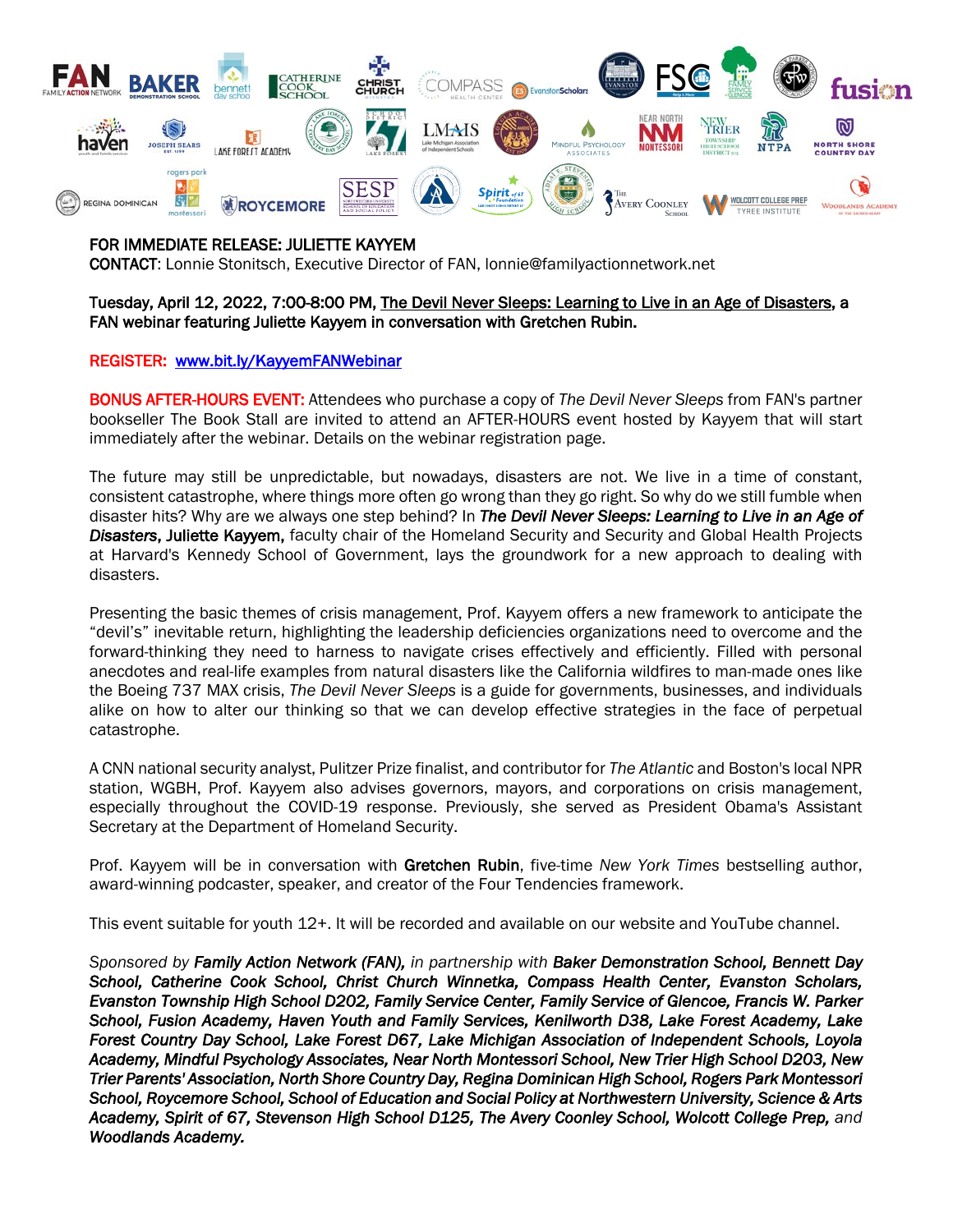FOR IMMEDIATE RELEASE: JULIETTE KAYYEM
**CONTACT**: Lonnie Stonitsch, Executive Director of FAN, lonnie@familyactionnetwork.net

**Tuesday, April 12, 2022, 7:00-8:00 PM, The Devil Never Sleeps: Learning to Live in an Age of Disasters, a FAN webinar featuring Juliette Kayyem in conversation with Gretchen Rubin.**

**REGISTER:** www.bit.ly/KayyemFANWebinar

**BONUS AFTER-HOURS EVENT:** Attendees who purchase a copy of *The Devil Never Sleeps* from FAN's partner bookseller The Book Stall are invited to attend an AFTER-HOURS event hosted by Kayyem that will start immediately after the webinar. Details on the webinar registration page.

The future may still be unpredictable, but nowadays, disasters are not. We live in a time of constant, consistent catastrophe, where things more often go wrong than they go right. So why do we still fumble when disaster hits? Why are we always one step behind? In ***The Devil Never Sleeps: Learning to Live in an Age of Disasters***, **Juliette Kayyem,** faculty chair of the Homeland Security and Security and Global Health Projects at Harvard's Kennedy School of Government, lays the groundwork for a new approach to dealing with disasters.

Presenting the basic themes of crisis management, Prof. Kayyem offers a new framework to anticipate the "devil's" inevitable return, highlighting the leadership deficiencies organizations need to overcome and the forward-thinking they need to harness to navigate crises effectively and efficiently. Filled with personal anecdotes and real-life examples from natural disasters like the California wildfires to man-made ones like the Boeing 737 MAX crisis, *The Devil Never Sleeps* is a guide for governments, businesses, and individuals alike on how to alter our thinking so that we can develop effective strategies in the face of perpetual catastrophe.

A CNN national security analyst, Pulitzer Prize finalist, and contributor for *The Atlantic* and Boston's local NPR station, WGBH, Prof. Kayyem also advises governors, mayors, and corporations on crisis management, especially throughout the COVID-19 response. Previously, she served as President Obama's Assistant Secretary at the Department of Homeland Security.

Prof. Kayyem will be in conversation with **Gretchen Rubin**, five-time *New York Times* bestselling author, award-winning podcaster, speaker, and creator of the Four Tendencies framework.

This event suitable for youth 12+. It will be recorded and available on our website and YouTube channel.

*Sponsored by **Family Action Network (FAN),** in partnership with **Baker Demonstration School, Bennett Day School, Catherine Cook School, Christ Church Winnetka, Compass Health Center, Evanston Scholars, Evanston Township High School D202, Family Service Center, Family Service of Glencoe, Francis W. Parker School, Fusion Academy, Haven Youth and Family Services, Kenilworth D38, Lake Forest Academy, Lake Forest Country Day School, Lake Forest D67, Lake Michigan Association of Independent Schools, Loyola Academy, Mindful Psychology Associates, Near North Montessori School, New Trier High School D203, New Trier Parents' Association, North Shore Country Day, Regina Dominican High School, Rogers Park Montessori School, Roycemore School, School of Education and Social Policy at Northwestern University, Science & Arts Academy, Spirit of 67, Stevenson High School D125, The Avery Coonley School, Wolcott College Prep,** and **Woodlands Academy.***